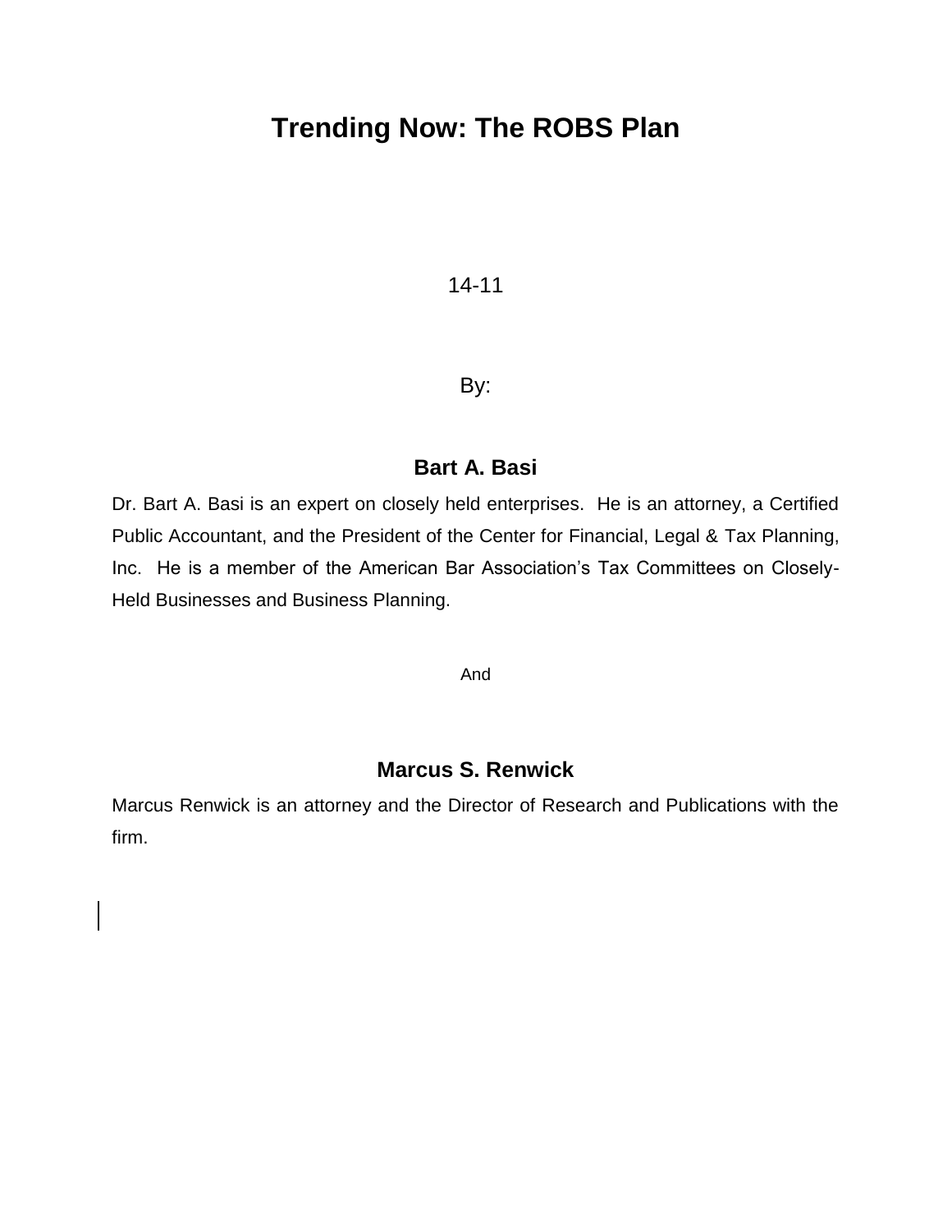# Trending Now: The ROBS Plan

14-11

By:

## Bart A. Basi

Dr. Bart A. Basi is an expert on closely held enterprises. He is an attorney, a Certified Public Accountant, and the President of the Center for Financial, Legal & Tax Planning, Inc. He is a member of the American Bar Association's Tax Committees on Closely-Held Businesses and Business Planning.

And

## Marcus S. Renwick

Marcus Renwick is an attorney and the Director of Research and Publications with the firm.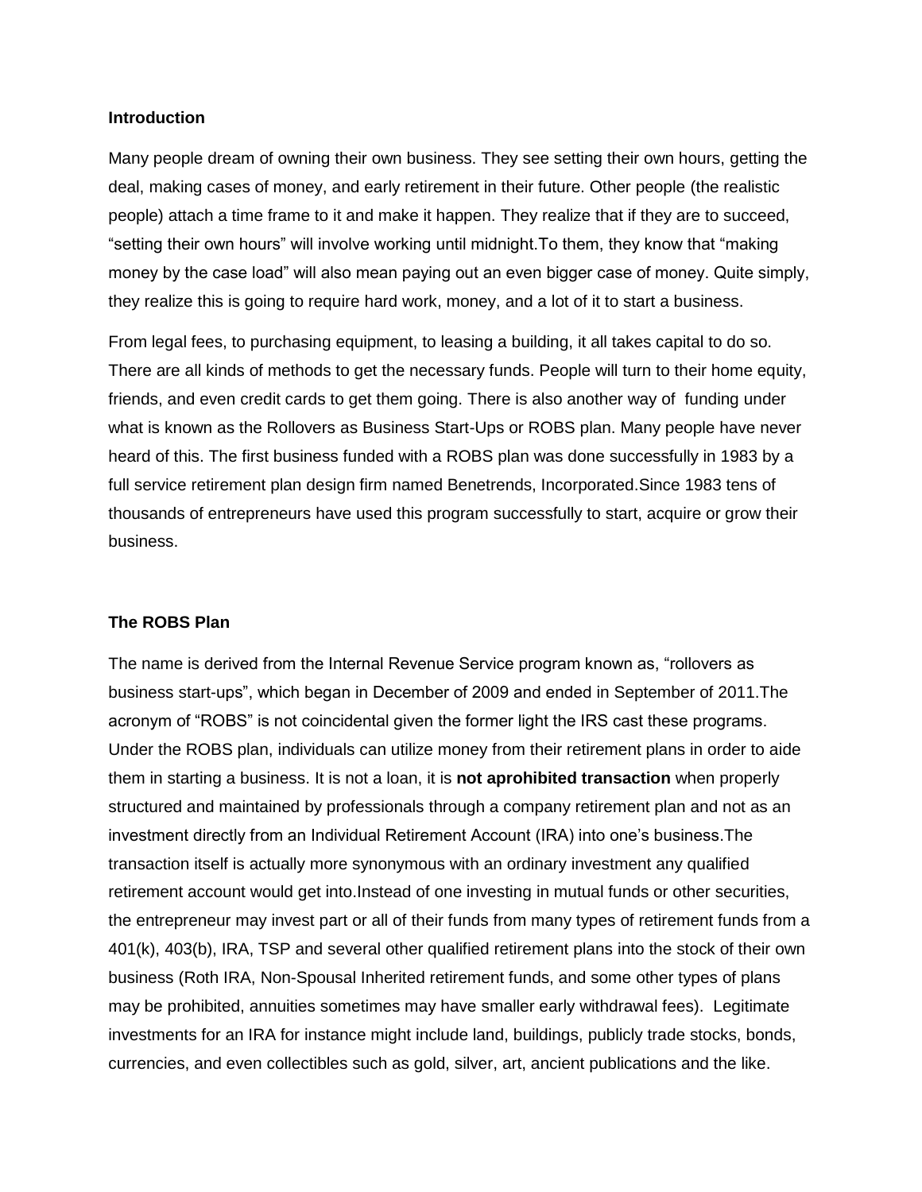**Introduction**

Many people dream of owning their own business. They see setting their own hours, getting the deal, making cases of money, and early retirement in their future. Other people (the realistic people) attach a time frame to it and make it happen. They realize that if they are to succeed, "setting their own hours" will involve working until midnight.To them, they know that "making money by the case load" will also mean paying out an even bigger case of money. Quite simply, they realize this is going to require hard work, money, and a lot of it to start a business.

From legal fees, to purchasing equipment, to leasing a building, it all takes capital to do so. There are all kinds of methods to get the necessary funds. People will turn to their home equity, friends, and even credit cards to get them going. There is also another way of funding under what is known as the Rollovers as Business Start-Ups or ROBS plan. Many people have never heard of this. The first business funded with a ROBS plan was done successfully in 1983 by a full service retirement plan design firm named Benetrends, Incorporated.Since 1983 tens of thousands of entrepreneurs have used this program successfully to start, acquire or grow their business.

**The ROBS Plan**

The name is derived from the Internal Revenue Service program known as, "rollovers as business start-ups", which began in December of 2009 and ended in September of 2011.The acronym of "ROBS" is not coincidental given the former light the IRS cast these programs. Under the ROBS plan, individuals can utilize money from their retirement plans in order to aide them in starting a business. It is not a loan, it is **not aprohibited transaction** when properly structured and maintained by professionals through a company retirement plan and not as an investment directly from an Individual Retirement Account (IRA) into one's business.The transaction itself is actually more synonymous with an ordinary investment any qualified retirement account would get into.Instead of one investing in mutual funds or other securities, the entrepreneur may invest part or all of their funds from many types of retirement funds from a 401(k), 403(b), IRA, TSP and several other qualified retirement plans into the stock of their own business (Roth IRA, Non-Spousal Inherited retirement funds, and some other types of plans may be prohibited, annuities sometimes may have smaller early withdrawal fees). Legitimate investments for an IRA for instance might include land, buildings, publicly trade stocks, bonds, currencies, and even collectibles such as gold, silver, art, ancient publications and the like.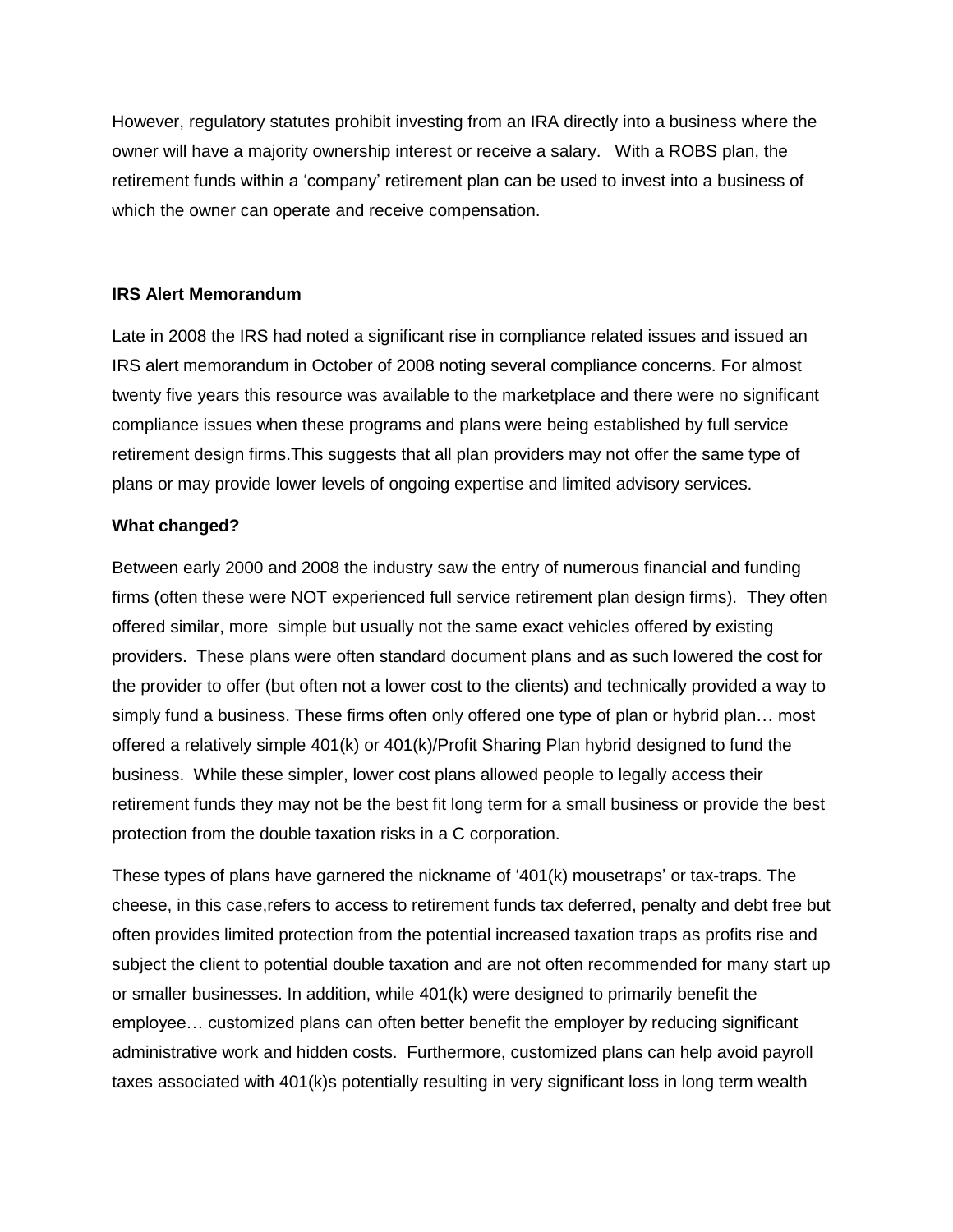However, regulatory statutes prohibit investing from an IRA directly into a business where the owner will have a majority ownership interest or receive a salary. With a ROBS plan, the retirement funds within a 'company' retirement plan can be used to invest into a business of which the owner can operate and receive compensation.

**IRS Alert Memorandum**

Late in 2008 the IRS had noted a significant rise in compliance related issues and issued an IRS alert memorandum in October of 2008 noting several compliance concerns. For almost twenty five years this resource was available to the marketplace and there were no significant compliance issues when these programs and plans were being established by full service retirement design firms.This suggests that all plan providers may not offer the same type of plans or may provide lower levels of ongoing expertise and limited advisory services.

**What changed?**

Between early 2000 and 2008 the industry saw the entry of numerous financial and funding firms (often these were NOT experienced full service retirement plan design firms). They often offered similar, more simple but usually not the same exact vehicles offered by existing providers. These plans were often standard document plans and as such lowered the cost for the provider to offer (but often not a lower cost to the clients) and technically provided a way to simply fund a business. These firms often only offered one type of plan or hybrid plan… most offered a relatively simple 401(k) or 401(k)/Profit Sharing Plan hybrid designed to fund the business. While these simpler, lower cost plans allowed people to legally access their retirement funds they may not be the best fit long term for a small business or provide the best protection from the double taxation risks in a C corporation.

These types of plans have garnered the nickname of '401(k) mousetraps' or tax-traps. The cheese, in this case,refers to access to retirement funds tax deferred, penalty and debt free but often provides limited protection from the potential increased taxation traps as profits rise and subject the client to potential double taxation and are not often recommended for many start up or smaller businesses. In addition, while 401(k) were designed to primarily benefit the employee… customized plans can often better benefit the employer by reducing significant administrative work and hidden costs. Furthermore, customized plans can help avoid payroll taxes associated with 401(k)s potentially resulting in very significant loss in long term wealth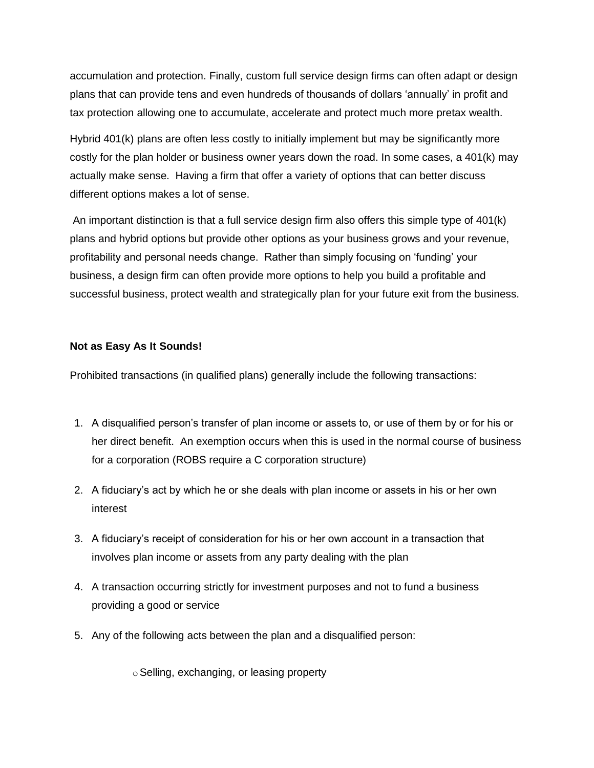accumulation and protection. Finally, custom full service design firms can often adapt or design plans that can provide tens and even hundreds of thousands of dollars 'annually' in profit and tax protection allowing one to accumulate, accelerate and protect much more pretax wealth.

Hybrid 401(k) plans are often less costly to initially implement but may be significantly more costly for the plan holder or business owner years down the road. In some cases, a 401(k) may actually make sense. Having a firm that offer a variety of options that can better discuss different options makes a lot of sense.

An important distinction is that a full service design firm also offers this simple type of 401(k) plans and hybrid options but provide other options as your business grows and your revenue, profitability and personal needs change. Rather than simply focusing on 'funding' your business, a design firm can often provide more options to help you build a profitable and successful business, protect wealth and strategically plan for your future exit from the business.

**Not as Easy As It Sounds!**

Prohibited transactions (in qualified plans) generally include the following transactions:

1. A disqualified person's transfer of plan income or assets to, or use of them by or for his or her direct benefit. An exemption occurs when this is used in the normal course of business for a corporation (ROBS require a C corporation structure)
2. A fiduciary's act by which he or she deals with plan income or assets in his or her own interest
3. A fiduciary's receipt of consideration for his or her own account in a transaction that involves plan income or assets from any party dealing with the plan
4. A transaction occurring strictly for investment purposes and not to fund a business providing a good or service
5. Any of the following acts between the plan and a disqualified person:
    - Selling, exchanging, or leasing property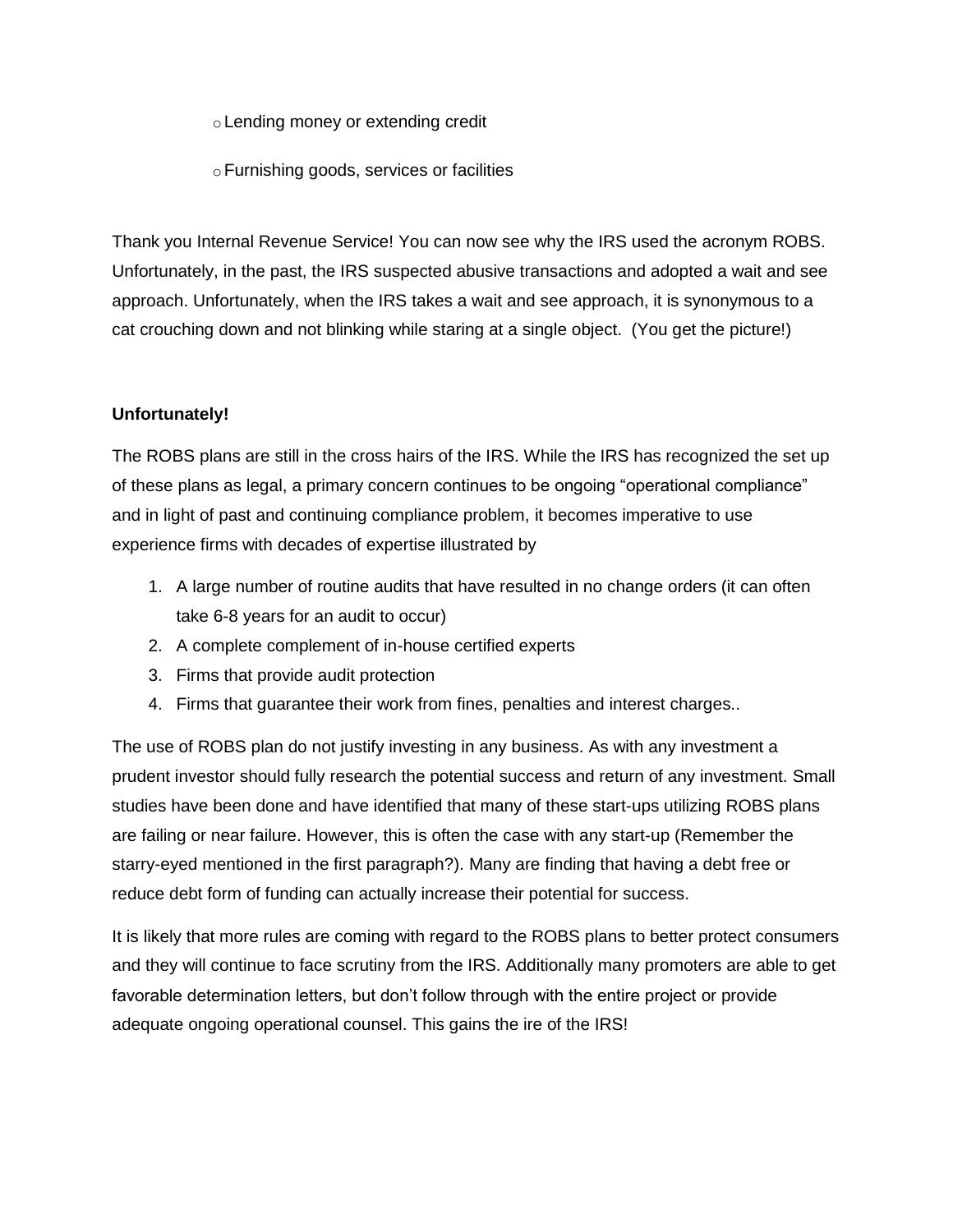- Lending money or extending credit
- Furnishing goods, services or facilities

Thank you Internal Revenue Service! You can now see why the IRS used the acronym ROBS. Unfortunately, in the past, the IRS suspected abusive transactions and adopted a wait and see approach. Unfortunately, when the IRS takes a wait and see approach, it is synonymous to a cat crouching down and not blinking while staring at a single object. (You get the picture!)

**Unfortunately!**

The ROBS plans are still in the cross hairs of the IRS. While the IRS has recognized the set up of these plans as legal, a primary concern continues to be ongoing "operational compliance" and in light of past and continuing compliance problem, it becomes imperative to use experience firms with decades of expertise illustrated by

1. A large number of routine audits that have resulted in no change orders (it can often take 6-8 years for an audit to occur)
2. A complete complement of in-house certified experts
3. Firms that provide audit protection
4. Firms that guarantee their work from fines, penalties and interest charges..

The use of ROBS plan do not justify investing in any business. As with any investment a prudent investor should fully research the potential success and return of any investment. Small studies have been done and have identified that many of these start-ups utilizing ROBS plans are failing or near failure. However, this is often the case with any start-up (Remember the starry-eyed mentioned in the first paragraph?). Many are finding that having a debt free or reduce debt form of funding can actually increase their potential for success.

It is likely that more rules are coming with regard to the ROBS plans to better protect consumers and they will continue to face scrutiny from the IRS. Additionally many promoters are able to get favorable determination letters, but don't follow through with the entire project or provide adequate ongoing operational counsel. This gains the ire of the IRS!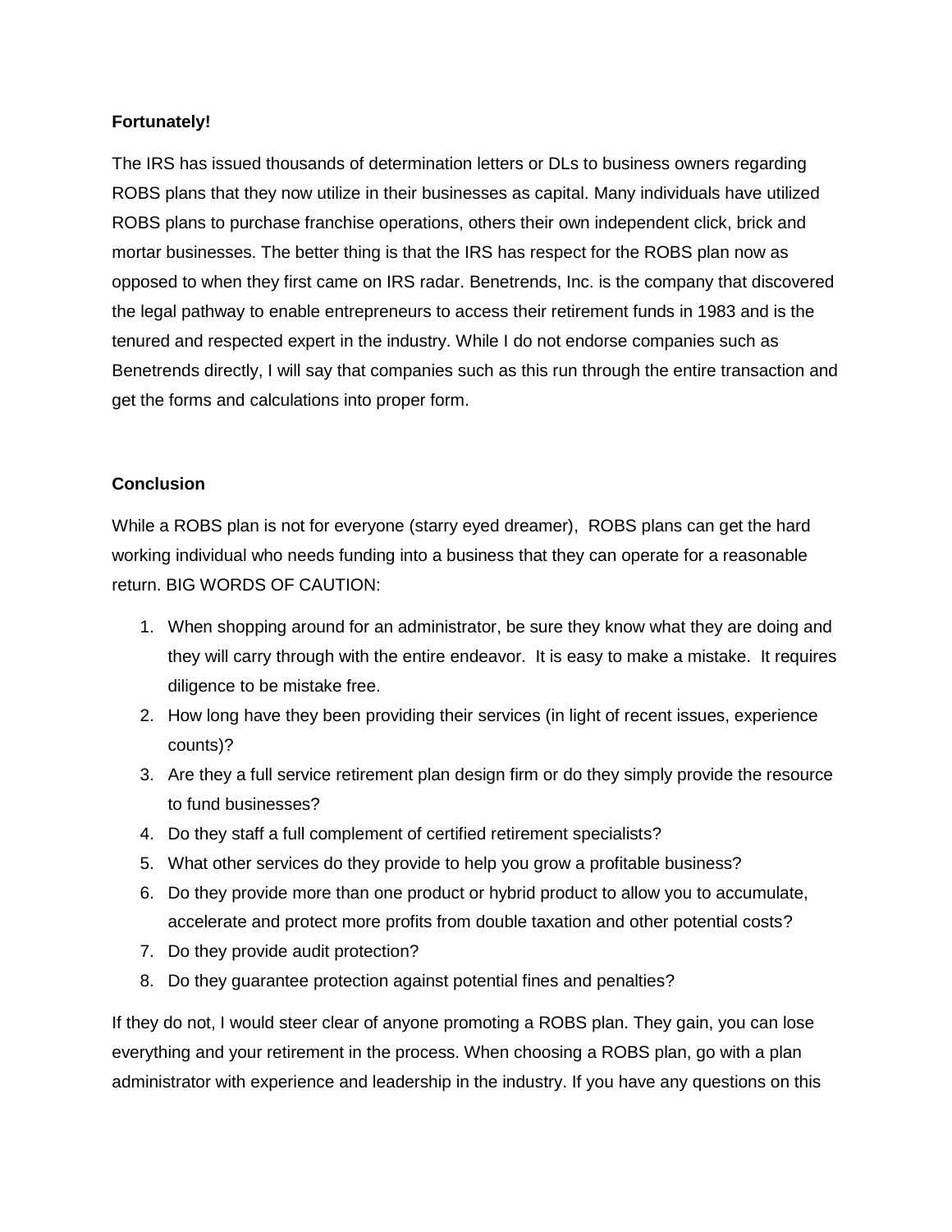**Fortunately!**

The IRS has issued thousands of determination letters or DLs to business owners regarding ROBS plans that they now utilize in their businesses as capital. Many individuals have utilized ROBS plans to purchase franchise operations, others their own independent click, brick and mortar businesses. The better thing is that the IRS has respect for the ROBS plan now as opposed to when they first came on IRS radar. Benetrends, Inc. is the company that discovered the legal pathway to enable entrepreneurs to access their retirement funds in 1983 and is the tenured and respected expert in the industry. While I do not endorse companies such as Benetrends directly, I will say that companies such as this run through the entire transaction and get the forms and calculations into proper form.

**Conclusion**

While a ROBS plan is not for everyone (starry eyed dreamer), ROBS plans can get the hard working individual who needs funding into a business that they can operate for a reasonable return. BIG WORDS OF CAUTION:

1. When shopping around for an administrator, be sure they know what they are doing and they will carry through with the entire endeavor. It is easy to make a mistake. It requires diligence to be mistake free.
2. How long have they been providing their services (in light of recent issues, experience counts)?
3. Are they a full service retirement plan design firm or do they simply provide the resource to fund businesses?
4. Do they staff a full complement of certified retirement specialists?
5. What other services do they provide to help you grow a profitable business?
6. Do they provide more than one product or hybrid product to allow you to accumulate, accelerate and protect more profits from double taxation and other potential costs?
7. Do they provide audit protection?
8. Do they guarantee protection against potential fines and penalties?

If they do not, I would steer clear of anyone promoting a ROBS plan. They gain, you can lose everything and your retirement in the process. When choosing a ROBS plan, go with a plan administrator with experience and leadership in the industry. If you have any questions on this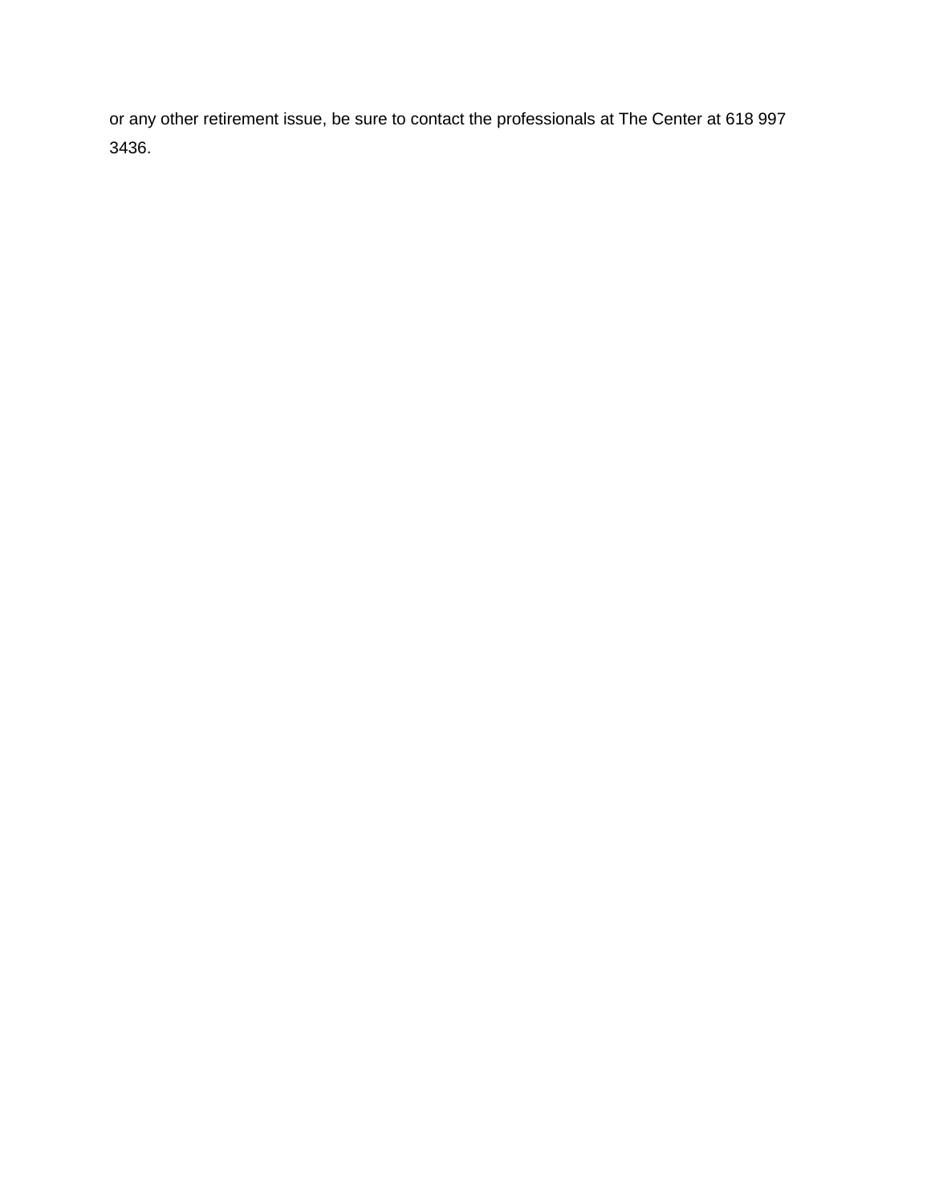or any other retirement issue, be sure to contact the professionals at The Center at 618 997 3436.